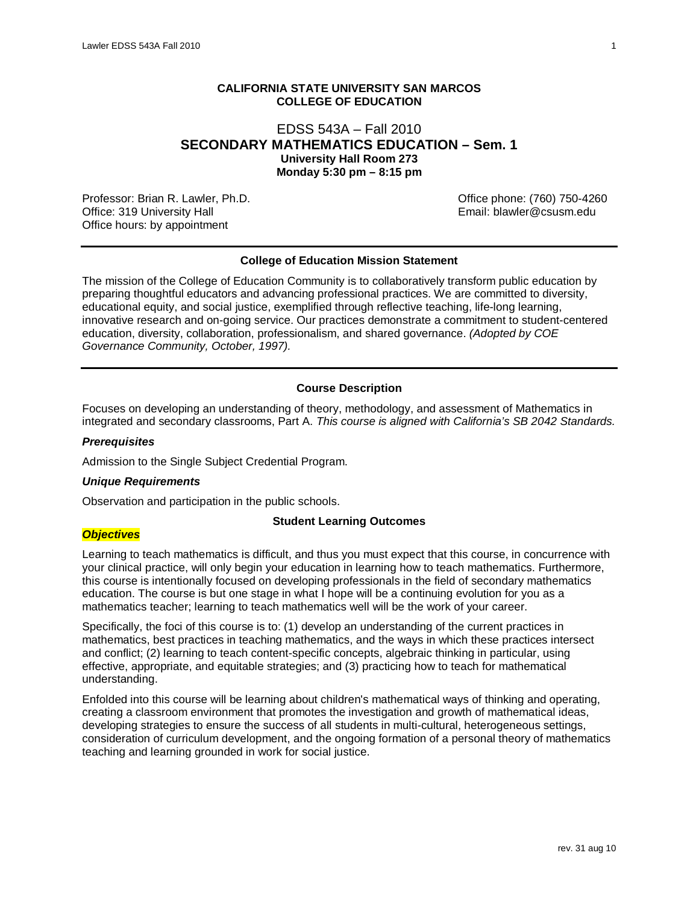**CALIFORNIA STATE UNIVERSITY SAN MARCOS**
**COLLEGE OF EDUCATION**

# EDSS 543A – Fall 2010
## SECONDARY MATHEMATICS EDUCATION – Sem. 1
**University Hall Room 273**
**Monday 5:30 pm – 8:15 pm**

Professor: Brian R. Lawler, Ph.D.
Office: 319 University Hall
Office hours: by appointment

Office phone: (760) 750-4260
Email: blawler@csusm.edu

---

### College of Education Mission Statement

The mission of the College of Education Community is to collaboratively transform public education by preparing thoughtful educators and advancing professional practices. We are committed to diversity, educational equity, and social justice, exemplified through reflective teaching, life-long learning, innovative research and on-going service. Our practices demonstrate a commitment to student-centered education, diversity, collaboration, professionalism, and shared governance. *(Adopted by COE Governance Community, October, 1997).*

---

### Course Description

Focuses on developing an understanding of theory, methodology, and assessment of Mathematics in integrated and secondary classrooms, Part A. *This course is aligned with California's SB 2042 Standards.*

#### *Prerequisites*

Admission to the Single Subject Credential Program.

#### *Unique Requirements*

Observation and participation in the public schools.

### Student Learning Outcomes

#### *Objectives*

Learning to teach mathematics is difficult, and thus you must expect that this course, in concurrence with your clinical practice, will only begin your education in learning how to teach mathematics. Furthermore, this course is intentionally focused on developing professionals in the field of secondary mathematics education. The course is but one stage in what I hope will be a continuing evolution for you as a mathematics teacher; learning to teach mathematics well will be the work of your career.

Specifically, the foci of this course is to: (1) develop an understanding of the current practices in mathematics, best practices in teaching mathematics, and the ways in which these practices intersect and conflict; (2) learning to teach content-specific concepts, algebraic thinking in particular, using effective, appropriate, and equitable strategies; and (3) practicing how to teach for mathematical understanding.

Enfolded into this course will be learning about children's mathematical ways of thinking and operating, creating a classroom environment that promotes the investigation and growth of mathematical ideas, developing strategies to ensure the success of all students in multi-cultural, heterogeneous settings, consideration of curriculum development, and the ongoing formation of a personal theory of mathematics teaching and learning grounded in work for social justice.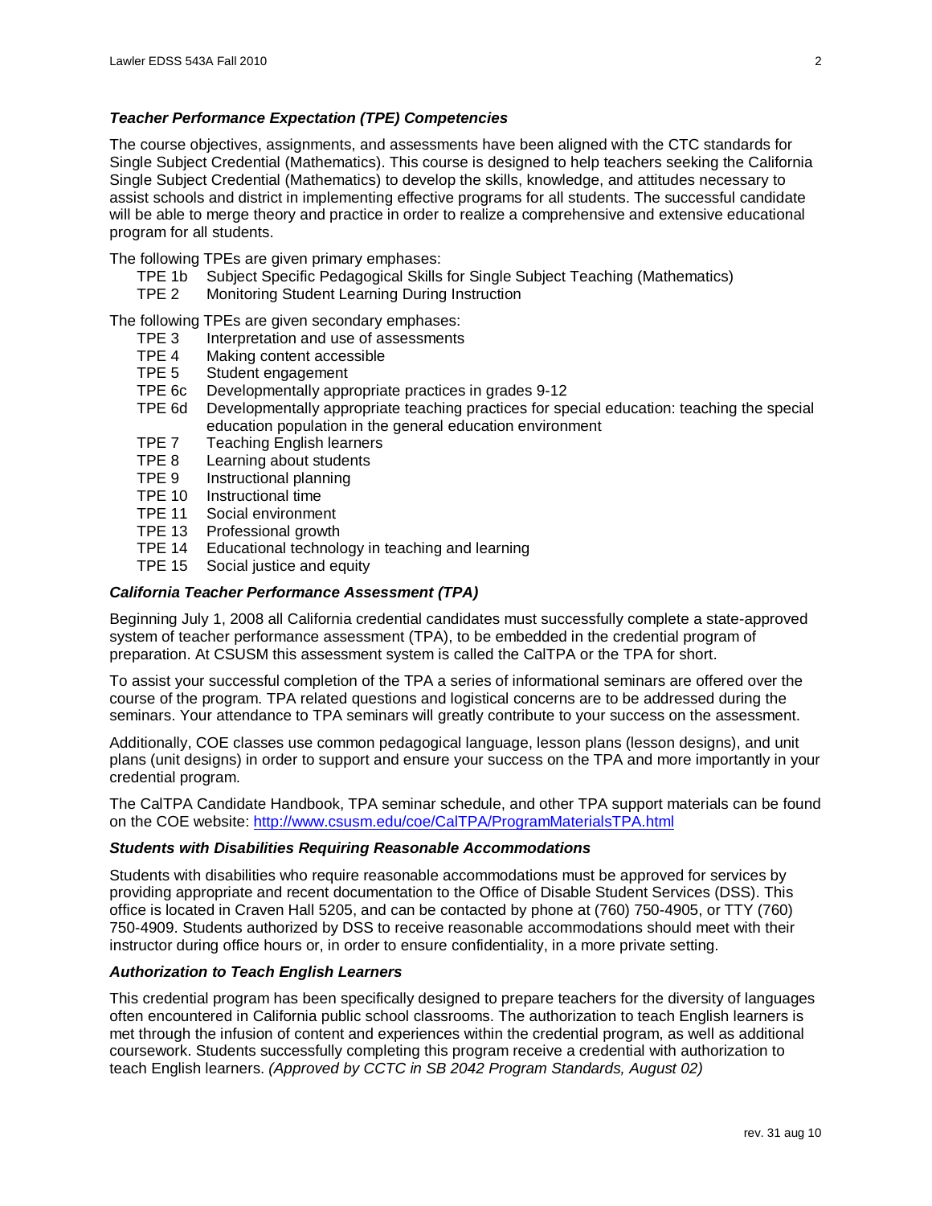### *Teacher Performance Expectation (TPE) Competencies*

The course objectives, assignments, and assessments have been aligned with the CTC standards for Single Subject Credential (Mathematics). This course is designed to help teachers seeking the California Single Subject Credential (Mathematics) to develop the skills, knowledge, and attitudes necessary to assist schools and district in implementing effective programs for all students. The successful candidate will be able to merge theory and practice in order to realize a comprehensive and extensive educational program for all students.

The following TPEs are given primary emphases:

- TPE 1b Subject Specific Pedagogical Skills for Single Subject Teaching (Mathematics)
- TPE 2 Monitoring Student Learning During Instruction

The following TPEs are given secondary emphases:

- TPE 3 Interpretation and use of assessments
- TPE 4 Making content accessible
- TPE 5 Student engagement
- TPE 6c Developmentally appropriate practices in grades 9-12
- TPE 6d Developmentally appropriate teaching practices for special education: teaching the special education population in the general education environment
- TPE 7 Teaching English learners
- TPE 8 Learning about students
- TPE 9 Instructional planning
- TPE 10 Instructional time
- TPE 11 Social environment
- TPE 13 Professional growth
- TPE 14 Educational technology in teaching and learning
- TPE 15 Social justice and equity

### *California Teacher Performance Assessment (TPA)*

Beginning July 1, 2008 all California credential candidates must successfully complete a state-approved system of teacher performance assessment (TPA), to be embedded in the credential program of preparation. At CSUSM this assessment system is called the CalTPA or the TPA for short.

To assist your successful completion of the TPA a series of informational seminars are offered over the course of the program. TPA related questions and logistical concerns are to be addressed during the seminars. Your attendance to TPA seminars will greatly contribute to your success on the assessment.

Additionally, COE classes use common pedagogical language, lesson plans (lesson designs), and unit plans (unit designs) in order to support and ensure your success on the TPA and more importantly in your credential program.

The CalTPA Candidate Handbook, TPA seminar schedule, and other TPA support materials can be found on the COE website: http://www.csusm.edu/coe/CalTPA/ProgramMaterialsTPA.html

### *Students with Disabilities Requiring Reasonable Accommodations*

Students with disabilities who require reasonable accommodations must be approved for services by providing appropriate and recent documentation to the Office of Disable Student Services (DSS). This office is located in Craven Hall 5205, and can be contacted by phone at (760) 750-4905, or TTY (760) 750-4909. Students authorized by DSS to receive reasonable accommodations should meet with their instructor during office hours or, in order to ensure confidentiality, in a more private setting.

### *Authorization to Teach English Learners*

This credential program has been specifically designed to prepare teachers for the diversity of languages often encountered in California public school classrooms. The authorization to teach English learners is met through the infusion of content and experiences within the credential program, as well as additional coursework. Students successfully completing this program receive a credential with authorization to teach English learners. *(Approved by CCTC in SB 2042 Program Standards, August 02)*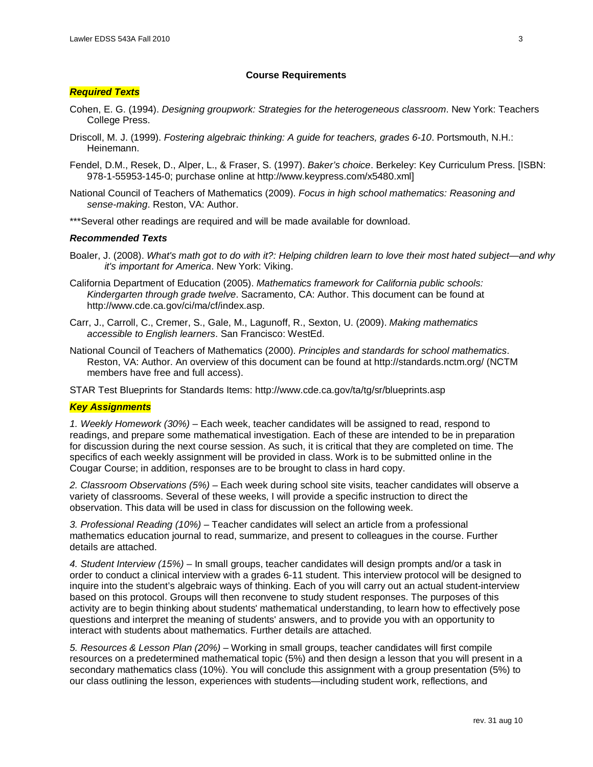## Course Requirements

### ***Required Texts***

Cohen, E. G. (1994). *Designing groupwork: Strategies for the heterogeneous classroom*. New York: Teachers College Press.

Driscoll, M. J. (1999). *Fostering algebraic thinking: A guide for teachers, grades 6-10*. Portsmouth, N.H.: Heinemann.

Fendel, D.M., Resek, D., Alper, L., & Fraser, S. (1997). *Baker's choice*. Berkeley: Key Curriculum Press. [ISBN: 978-1-55953-145-0; purchase online at http://www.keypress.com/x5480.xml]

National Council of Teachers of Mathematics (2009). *Focus in high school mathematics: Reasoning and sense-making*. Reston, VA: Author.

***Several other readings are required and will be made available for download.

### ***Recommended Texts***

Boaler, J. (2008). *What's math got to do with it?: Helping children learn to love their most hated subject—and why it's important for America*. New York: Viking.

California Department of Education (2005). *Mathematics framework for California public schools: Kindergarten through grade twelve*. Sacramento, CA: Author. This document can be found at http://www.cde.ca.gov/ci/ma/cf/index.asp.

Carr, J., Carroll, C., Cremer, S., Gale, M., Lagunoff, R., Sexton, U. (2009). *Making mathematics accessible to English learners*. San Francisco: WestEd.

National Council of Teachers of Mathematics (2000). *Principles and standards for school mathematics*. Reston, VA: Author. An overview of this document can be found at http://standards.nctm.org/ (NCTM members have free and full access).

STAR Test Blueprints for Standards Items: http://www.cde.ca.gov/ta/tg/sr/blueprints.asp

### ***Key Assignments***

*1. Weekly Homework (30%)* – Each week, teacher candidates will be assigned to read, respond to readings, and prepare some mathematical investigation. Each of these are intended to be in preparation for discussion during the next course session. As such, it is critical that they are completed on time. The specifics of each weekly assignment will be provided in class. Work is to be submitted online in the Cougar Course; in addition, responses are to be brought to class in hard copy.

*2. Classroom Observations (5%)* – Each week during school site visits, teacher candidates will observe a variety of classrooms. Several of these weeks, I will provide a specific instruction to direct the observation. This data will be used in class for discussion on the following week.

*3. Professional Reading (10%)* – Teacher candidates will select an article from a professional mathematics education journal to read, summarize, and present to colleagues in the course. Further details are attached.

*4. Student Interview (15%)* – In small groups, teacher candidates will design prompts and/or a task in order to conduct a clinical interview with a grades 6-11 student. This interview protocol will be designed to inquire into the student's algebraic ways of thinking. Each of you will carry out an actual student-interview based on this protocol. Groups will then reconvene to study student responses. The purposes of this activity are to begin thinking about students' mathematical understanding, to learn how to effectively pose questions and interpret the meaning of students' answers, and to provide you with an opportunity to interact with students about mathematics. Further details are attached.

*5. Resources & Lesson Plan (20%)* – Working in small groups, teacher candidates will first compile resources on a predetermined mathematical topic (5%) and then design a lesson that you will present in a secondary mathematics class (10%). You will conclude this assignment with a group presentation (5%) to our class outlining the lesson, experiences with students—including student work, reflections, and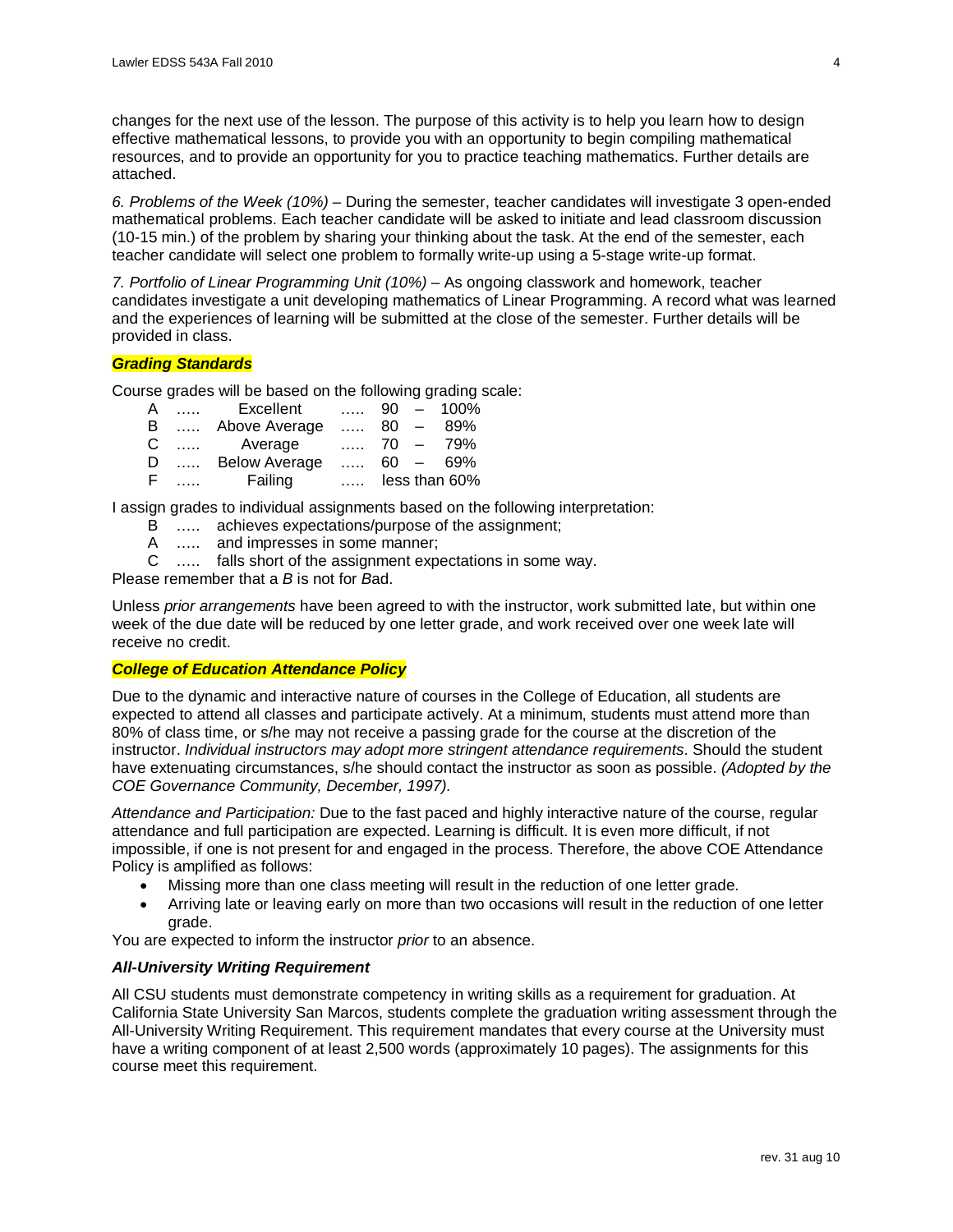changes for the next use of the lesson. The purpose of this activity is to help you learn how to design effective mathematical lessons, to provide you with an opportunity to begin compiling mathematical resources, and to provide an opportunity for you to practice teaching mathematics. Further details are attached.

*6. Problems of the Week (10%)* – During the semester, teacher candidates will investigate 3 open-ended mathematical problems. Each teacher candidate will be asked to initiate and lead classroom discussion (10-15 min.) of the problem by sharing your thinking about the task. At the end of the semester, each teacher candidate will select one problem to formally write-up using a 5-stage write-up format.

*7. Portfolio of Linear Programming Unit (10%)* – As ongoing classwork and homework, teacher candidates investigate a unit developing mathematics of Linear Programming. A record what was learned and the experiences of learning will be submitted at the close of the semester. Further details will be provided in class.

### ***Grading Standards***

Course grades will be based on the following grading scale:

| | | | | |
|---|---|---|---|---|
| A | ..... | Excellent | ..... | 90 – 100% |
| B | ..... | Above Average | ..... | 80 – 89% |
| C | ..... | Average | ..... | 70 – 79% |
| D | ..... | Below Average | ..... | 60 – 69% |
| F | ..... | Failing | ..... | less than 60% |

I assign grades to individual assignments based on the following interpretation:

B ..... achieves expectations/purpose of the assignment;
A ..... and impresses in some manner;
C ..... falls short of the assignment expectations in some way.

Please remember that a *B* is not for *B*ad.

Unless *prior arrangements* have been agreed to with the instructor, work submitted late, but within one week of the due date will be reduced by one letter grade, and work received over one week late will receive no credit.

### ***College of Education Attendance Policy***

Due to the dynamic and interactive nature of courses in the College of Education, all students are expected to attend all classes and participate actively. At a minimum, students must attend more than 80% of class time, or s/he may not receive a passing grade for the course at the discretion of the instructor. *Individual instructors may adopt more stringent attendance requirements*. Should the student have extenuating circumstances, s/he should contact the instructor as soon as possible. *(Adopted by the COE Governance Community, December, 1997).*

*Attendance and Participation:* Due to the fast paced and highly interactive nature of the course, regular attendance and full participation are expected. Learning is difficult. It is even more difficult, if not impossible, if one is not present for and engaged in the process. Therefore, the above COE Attendance Policy is amplified as follows:

- Missing more than one class meeting will result in the reduction of one letter grade.
- Arriving late or leaving early on more than two occasions will result in the reduction of one letter grade.

You are expected to inform the instructor *prior* to an absence.

### ***All-University Writing Requirement***

All CSU students must demonstrate competency in writing skills as a requirement for graduation. At California State University San Marcos, students complete the graduation writing assessment through the All-University Writing Requirement. This requirement mandates that every course at the University must have a writing component of at least 2,500 words (approximately 10 pages). The assignments for this course meet this requirement.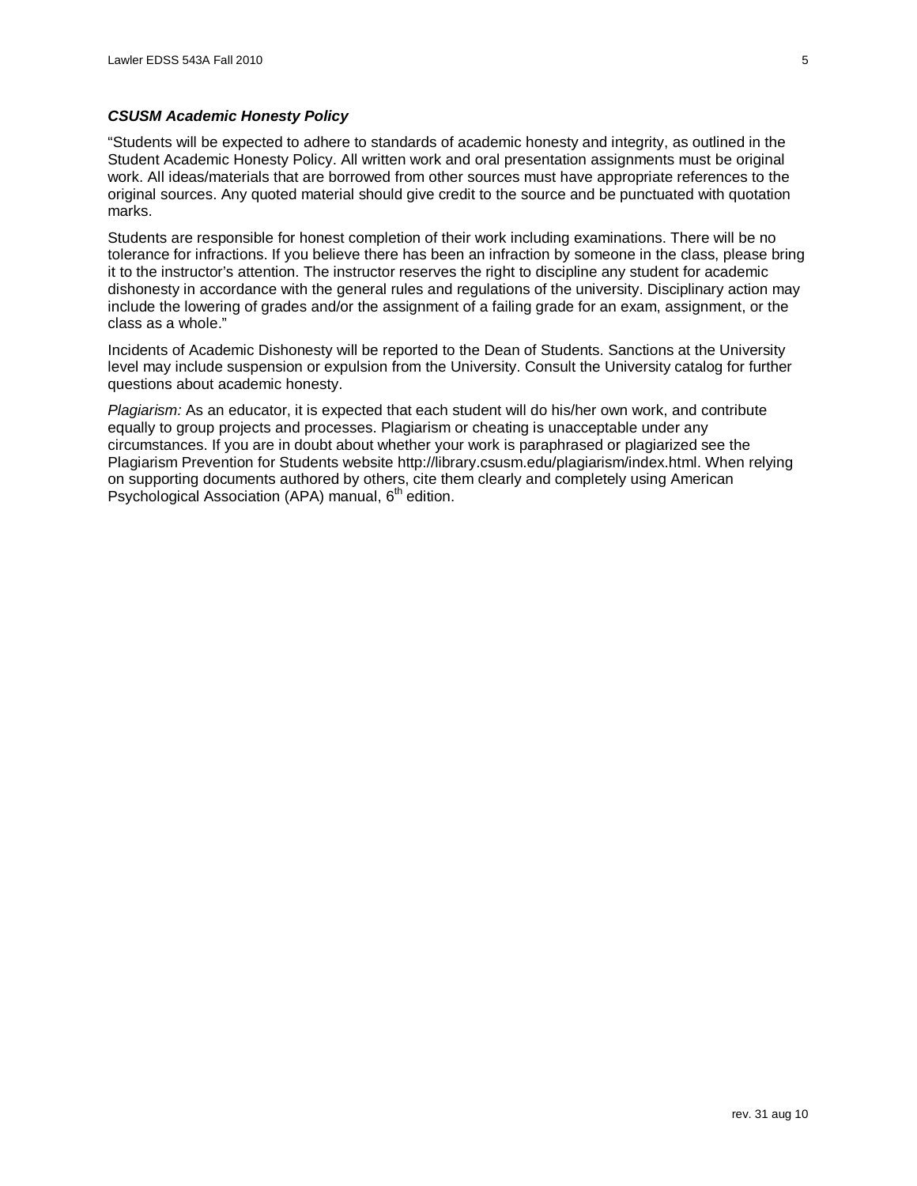### ***CSUSM Academic Honesty Policy***

"Students will be expected to adhere to standards of academic honesty and integrity, as outlined in the Student Academic Honesty Policy. All written work and oral presentation assignments must be original work. All ideas/materials that are borrowed from other sources must have appropriate references to the original sources. Any quoted material should give credit to the source and be punctuated with quotation marks.

Students are responsible for honest completion of their work including examinations. There will be no tolerance for infractions. If you believe there has been an infraction by someone in the class, please bring it to the instructor's attention. The instructor reserves the right to discipline any student for academic dishonesty in accordance with the general rules and regulations of the university. Disciplinary action may include the lowering of grades and/or the assignment of a failing grade for an exam, assignment, or the class as a whole."

Incidents of Academic Dishonesty will be reported to the Dean of Students. Sanctions at the University level may include suspension or expulsion from the University. Consult the University catalog for further questions about academic honesty.

*Plagiarism:* As an educator, it is expected that each student will do his/her own work, and contribute equally to group projects and processes. Plagiarism or cheating is unacceptable under any circumstances. If you are in doubt about whether your work is paraphrased or plagiarized see the Plagiarism Prevention for Students website http://library.csusm.edu/plagiarism/index.html. When relying on supporting documents authored by others, cite them clearly and completely using American Psychological Association (APA) manual, 6th edition.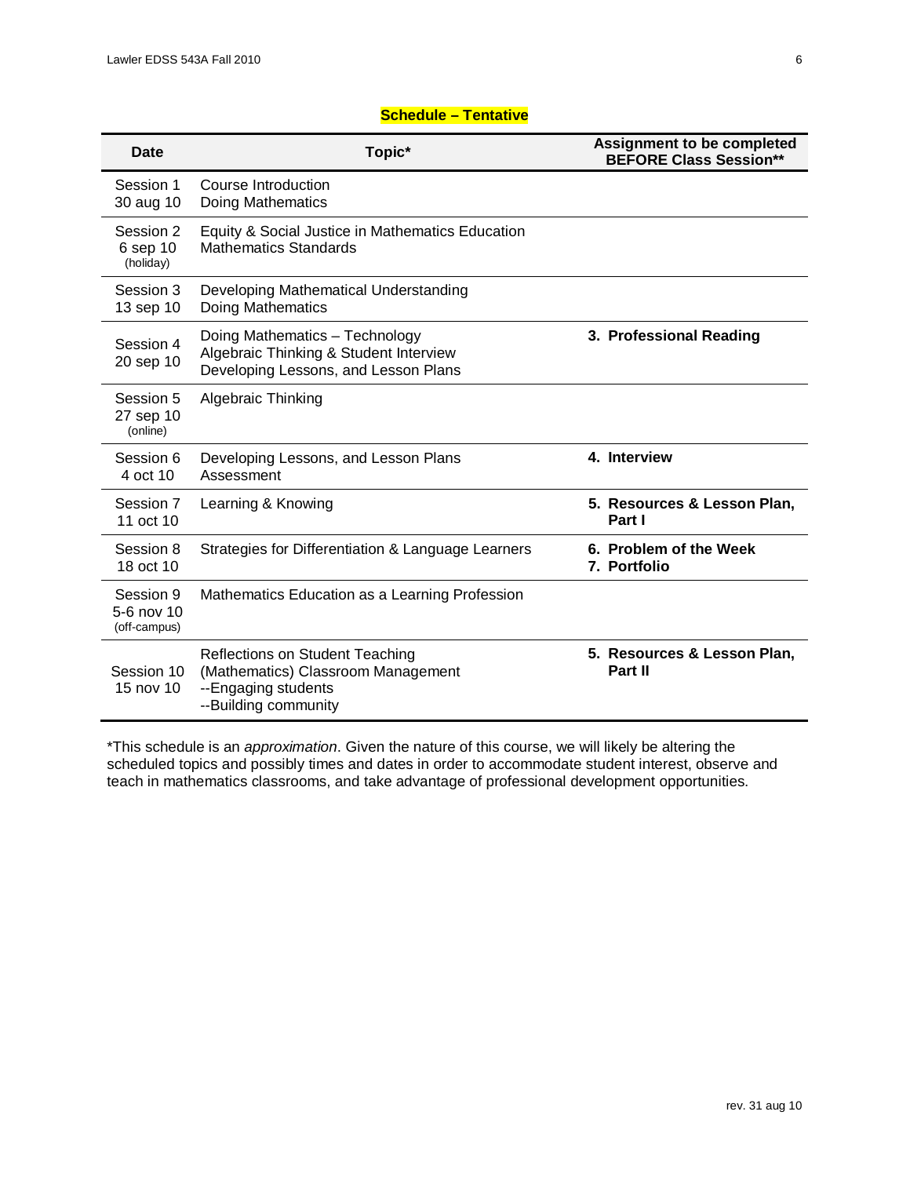## Schedule – Tentative

| Date | Topic* | Assignment to be completed BEFORE Class Session** |
|---|---|---|
| Session 1<br>30 aug 10 | Course Introduction<br>Doing Mathematics | |
| Session 2<br>6 sep 10<br>(holiday) | Equity & Social Justice in Mathematics Education<br>Mathematics Standards | |
| Session 3<br>13 sep 10 | Developing Mathematical Understanding<br>Doing Mathematics | |
| Session 4<br>20 sep 10 | Doing Mathematics – Technology<br>Algebraic Thinking & Student Interview<br>Developing Lessons, and Lesson Plans | **3. Professional Reading** |
| Session 5<br>27 sep 10<br>(online) | Algebraic Thinking | |
| Session 6<br>4 oct 10 | Developing Lessons, and Lesson Plans<br>Assessment | **4. Interview** |
| Session 7<br>11 oct 10 | Learning & Knowing | **5. Resources & Lesson Plan, Part I** |
| Session 8<br>18 oct 10 | Strategies for Differentiation & Language Learners | **6. Problem of the Week**<br>**7. Portfolio** |
| Session 9<br>5-6 nov 10<br>(off-campus) | Mathematics Education as a Learning Profession | |
| Session 10<br>15 nov 10 | Reflections on Student Teaching<br>(Mathematics) Classroom Management<br>--Engaging students<br>--Building community | **5. Resources & Lesson Plan, Part II** |

*This schedule is an *approximation*. Given the nature of this course, we will likely be altering the scheduled topics and possibly times and dates in order to accommodate student interest, observe and teach in mathematics classrooms, and take advantage of professional development opportunities.

rev. 31 aug 10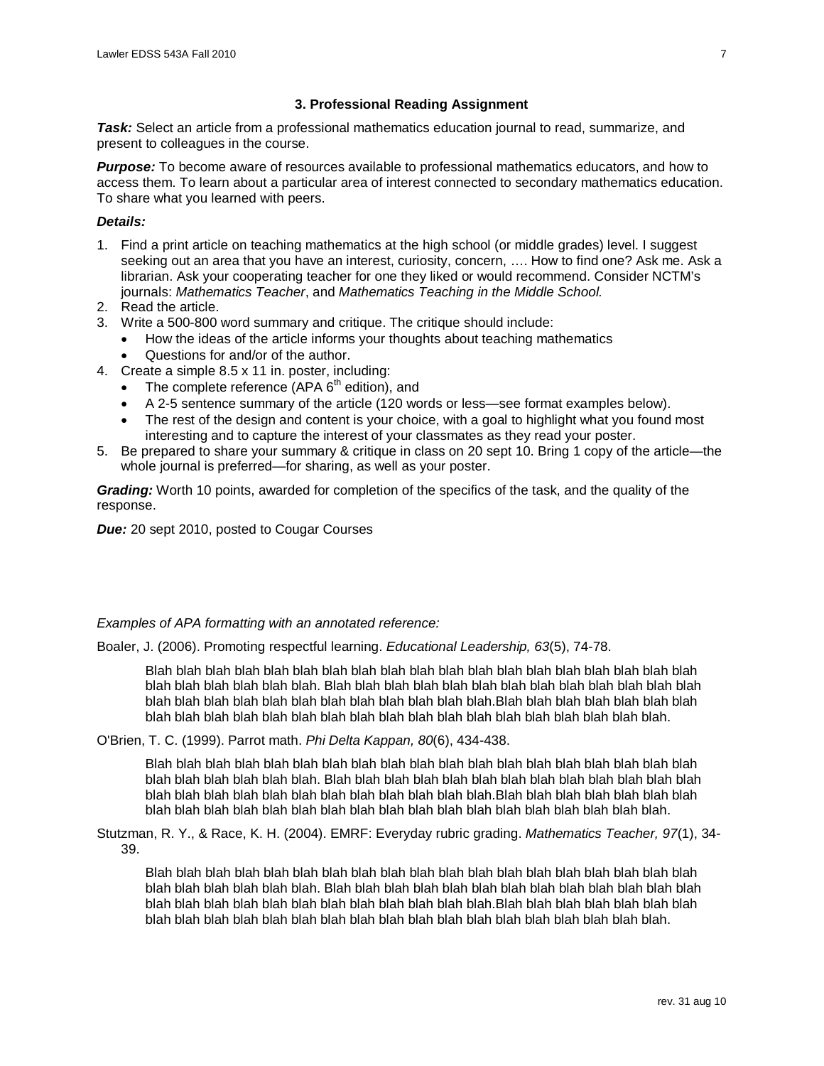### 3. Professional Reading Assignment

***Task:*** Select an article from a professional mathematics education journal to read, summarize, and present to colleagues in the course.

***Purpose:*** To become aware of resources available to professional mathematics educators, and how to access them. To learn about a particular area of interest connected to secondary mathematics education. To share what you learned with peers.

***Details:***

1. Find a print article on teaching mathematics at the high school (or middle grades) level. I suggest seeking out an area that you have an interest, curiosity, concern, …. How to find one? Ask me. Ask a librarian. Ask your cooperating teacher for one they liked or would recommend. Consider NCTM's journals: *Mathematics Teacher*, and *Mathematics Teaching in the Middle School.*
2. Read the article.
3. Write a 500-800 word summary and critique. The critique should include:
   - How the ideas of the article informs your thoughts about teaching mathematics
   - Questions for and/or of the author.
4. Create a simple 8.5 x 11 in. poster, including:
   - The complete reference (APA 6th edition), and
   - A 2-5 sentence summary of the article (120 words or less—see format examples below).
   - The rest of the design and content is your choice, with a goal to highlight what you found most interesting and to capture the interest of your classmates as they read your poster.
5. Be prepared to share your summary & critique in class on 20 sept 10. Bring 1 copy of the article—the whole journal is preferred—for sharing, as well as your poster.

***Grading:*** Worth 10 points, awarded for completion of the specifics of the task, and the quality of the response.

***Due:*** 20 sept 2010, posted to Cougar Courses

*Examples of APA formatting with an annotated reference:*

Boaler, J. (2006). Promoting respectful learning. *Educational Leadership, 63*(5), 74-78.

> Blah blah blah blah blah blah blah blah blah blah blah blah blah blah blah blah blah blah blah blah blah blah blah blah blah. Blah blah blah blah blah blah blah blah blah blah blah blah blah blah blah blah blah blah blah blah blah blah blah blah.Blah blah blah blah blah blah blah blah blah blah blah blah blah blah blah blah blah blah blah blah blah blah blah blah blah.

O'Brien, T. C. (1999). Parrot math. *Phi Delta Kappan, 80*(6), 434-438.

> Blah blah blah blah blah blah blah blah blah blah blah blah blah blah blah blah blah blah blah blah blah blah blah blah blah. Blah blah blah blah blah blah blah blah blah blah blah blah blah blah blah blah blah blah blah blah blah blah blah blah.Blah blah blah blah blah blah blah blah blah blah blah blah blah blah blah blah blah blah blah blah blah blah blah blah blah.

Stutzman, R. Y., & Race, K. H. (2004). EMRF: Everyday rubric grading. *Mathematics Teacher, 97*(1), 34-39.

> Blah blah blah blah blah blah blah blah blah blah blah blah blah blah blah blah blah blah blah blah blah blah blah blah blah. Blah blah blah blah blah blah blah blah blah blah blah blah blah blah blah blah blah blah blah blah blah blah blah blah.Blah blah blah blah blah blah blah blah blah blah blah blah blah blah blah blah blah blah blah blah blah blah blah blah blah.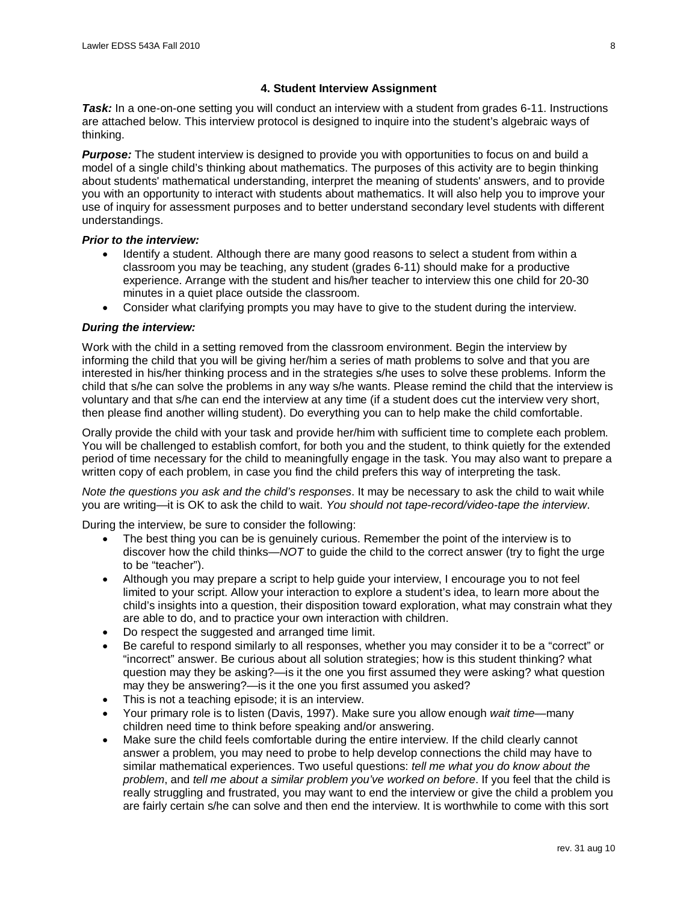### 4. Student Interview Assignment

***Task:*** In a one-on-one setting you will conduct an interview with a student from grades 6-11. Instructions are attached below. This interview protocol is designed to inquire into the student's algebraic ways of thinking.

***Purpose:*** The student interview is designed to provide you with opportunities to focus on and build a model of a single child's thinking about mathematics. The purposes of this activity are to begin thinking about students' mathematical understanding, interpret the meaning of students' answers, and to provide you with an opportunity to interact with students about mathematics. It will also help you to improve your use of inquiry for assessment purposes and to better understand secondary level students with different understandings.

***Prior to the interview:***

- Identify a student. Although there are many good reasons to select a student from within a classroom you may be teaching, any student (grades 6-11) should make for a productive experience. Arrange with the student and his/her teacher to interview this one child for 20-30 minutes in a quiet place outside the classroom.
- Consider what clarifying prompts you may have to give to the student during the interview.

***During the interview:***

Work with the child in a setting removed from the classroom environment. Begin the interview by informing the child that you will be giving her/him a series of math problems to solve and that you are interested in his/her thinking process and in the strategies s/he uses to solve these problems. Inform the child that s/he can solve the problems in any way s/he wants. Please remind the child that the interview is voluntary and that s/he can end the interview at any time (if a student does cut the interview very short, then please find another willing student). Do everything you can to help make the child comfortable.

Orally provide the child with your task and provide her/him with sufficient time to complete each problem. You will be challenged to establish comfort, for both you and the student, to think quietly for the extended period of time necessary for the child to meaningfully engage in the task. You may also want to prepare a written copy of each problem, in case you find the child prefers this way of interpreting the task.

*Note the questions you ask and the child's responses*. It may be necessary to ask the child to wait while you are writing—it is OK to ask the child to wait. *You should not tape-record/video-tape the interview*.

During the interview, be sure to consider the following:

- The best thing you can be is genuinely curious. Remember the point of the interview is to discover how the child thinks—*NOT* to guide the child to the correct answer (try to fight the urge to be "teacher").
- Although you may prepare a script to help guide your interview, I encourage you to not feel limited to your script. Allow your interaction to explore a student's idea, to learn more about the child's insights into a question, their disposition toward exploration, what may constrain what they are able to do, and to practice your own interaction with children.
- Do respect the suggested and arranged time limit.
- Be careful to respond similarly to all responses, whether you may consider it to be a "correct" or "incorrect" answer. Be curious about all solution strategies; how is this student thinking? what question may they be asking?—is it the one you first assumed they were asking? what question may they be answering?—is it the one you first assumed you asked?
- This is not a teaching episode; it is an interview.
- Your primary role is to listen (Davis, 1997). Make sure you allow enough *wait time*—many children need time to think before speaking and/or answering.
- Make sure the child feels comfortable during the entire interview. If the child clearly cannot answer a problem, you may need to probe to help develop connections the child may have to similar mathematical experiences. Two useful questions: *tell me what you do know about the problem*, and *tell me about a similar problem you've worked on before*. If you feel that the child is really struggling and frustrated, you may want to end the interview or give the child a problem you are fairly certain s/he can solve and then end the interview. It is worthwhile to come with this sort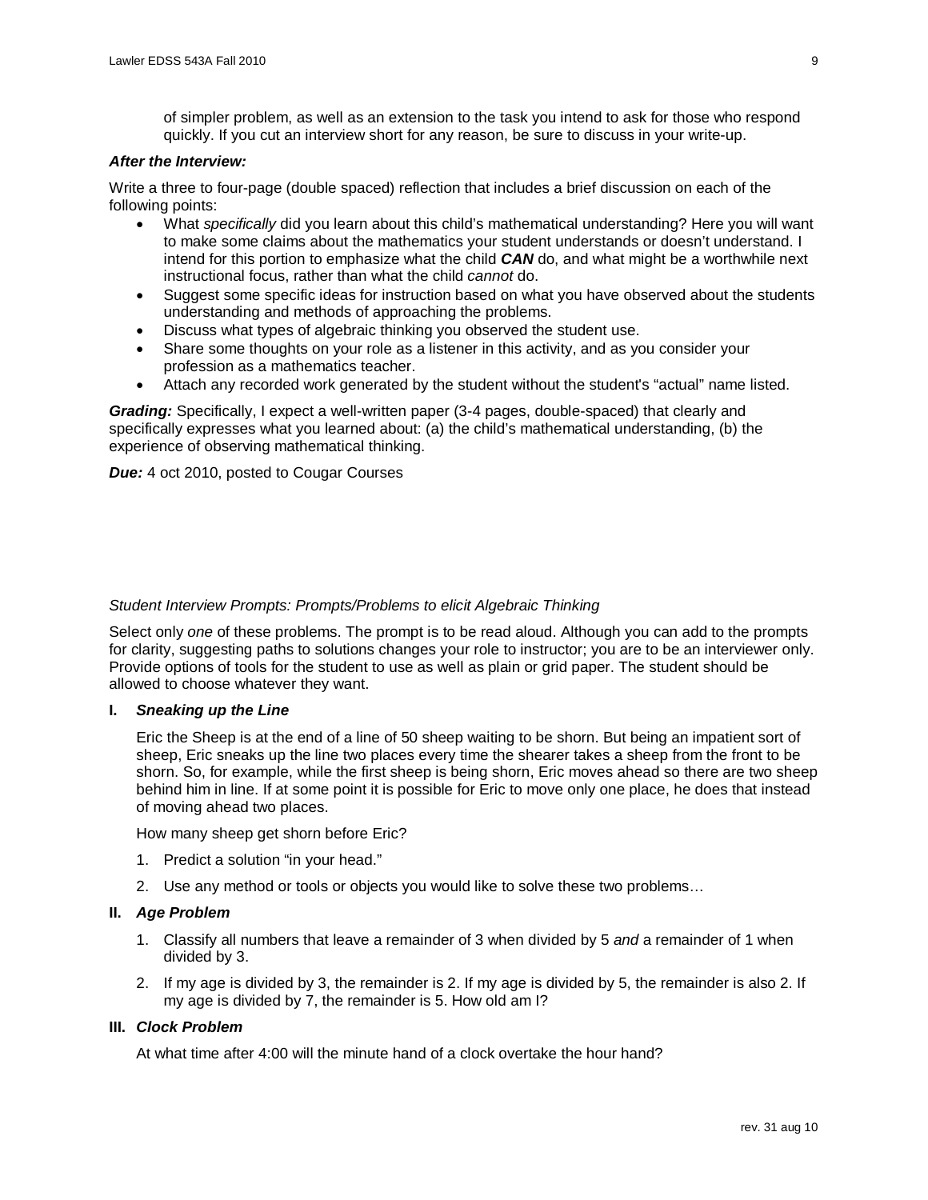of simpler problem, as well as an extension to the task you intend to ask for those who respond quickly. If you cut an interview short for any reason, be sure to discuss in your write-up.

***After the Interview:***

Write a three to four-page (double spaced) reflection that includes a brief discussion on each of the following points:

- What *specifically* did you learn about this child's mathematical understanding? Here you will want to make some claims about the mathematics your student understands or doesn't understand. I intend for this portion to emphasize what the child ***CAN*** do, and what might be a worthwhile next instructional focus, rather than what the child *cannot* do.
- Suggest some specific ideas for instruction based on what you have observed about the students understanding and methods of approaching the problems.
- Discuss what types of algebraic thinking you observed the student use.
- Share some thoughts on your role as a listener in this activity, and as you consider your profession as a mathematics teacher.
- Attach any recorded work generated by the student without the student's "actual" name listed.

***Grading:*** Specifically, I expect a well-written paper (3-4 pages, double-spaced) that clearly and specifically expresses what you learned about: (a) the child's mathematical understanding, (b) the experience of observing mathematical thinking.

***Due:*** 4 oct 2010, posted to Cougar Courses

*Student Interview Prompts: Prompts/Problems to elicit Algebraic Thinking*

Select only *one* of these problems. The prompt is to be read aloud. Although you can add to the prompts for clarity, suggesting paths to solutions changes your role to instructor; you are to be an interviewer only. Provide options of tools for the student to use as well as plain or grid paper. The student should be allowed to choose whatever they want.

**I. *Sneaking up the Line***

Eric the Sheep is at the end of a line of 50 sheep waiting to be shorn. But being an impatient sort of sheep, Eric sneaks up the line two places every time the shearer takes a sheep from the front to be shorn. So, for example, while the first sheep is being shorn, Eric moves ahead so there are two sheep behind him in line. If at some point it is possible for Eric to move only one place, he does that instead of moving ahead two places.

How many sheep get shorn before Eric?

1. Predict a solution "in your head."
2. Use any method or tools or objects you would like to solve these two problems…

**II. *Age Problem***

1. Classify all numbers that leave a remainder of 3 when divided by 5 *and* a remainder of 1 when divided by 3.
2. If my age is divided by 3, the remainder is 2. If my age is divided by 5, the remainder is also 2. If my age is divided by 7, the remainder is 5. How old am I?

**III. *Clock Problem***

At what time after 4:00 will the minute hand of a clock overtake the hour hand?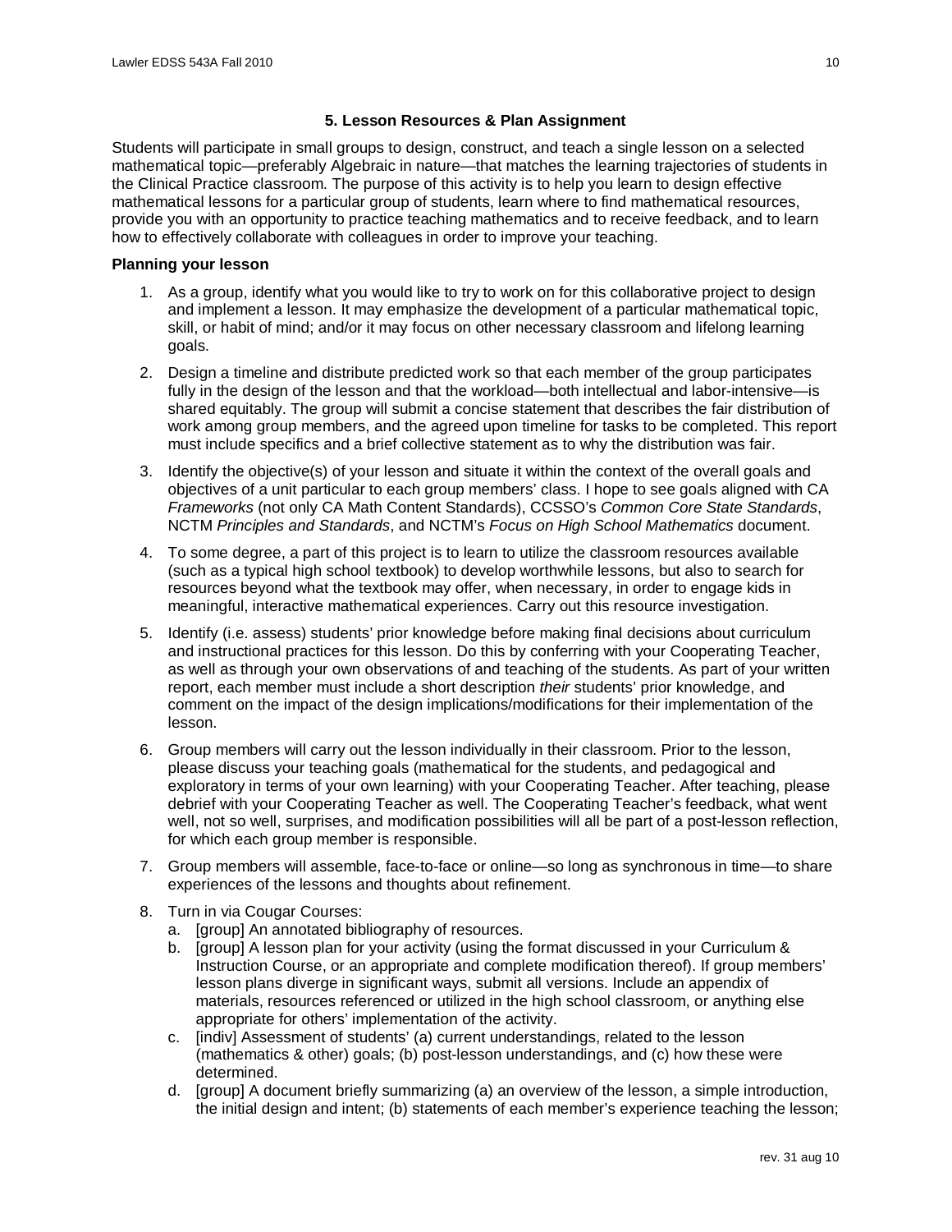### 5. Lesson Resources & Plan Assignment

Students will participate in small groups to design, construct, and teach a single lesson on a selected mathematical topic—preferably Algebraic in nature—that matches the learning trajectories of students in the Clinical Practice classroom. The purpose of this activity is to help you learn to design effective mathematical lessons for a particular group of students, learn where to find mathematical resources, provide you with an opportunity to practice teaching mathematics and to receive feedback, and to learn how to effectively collaborate with colleagues in order to improve your teaching.

**Planning your lesson**

1. As a group, identify what you would like to try to work on for this collaborative project to design and implement a lesson. It may emphasize the development of a particular mathematical topic, skill, or habit of mind; and/or it may focus on other necessary classroom and lifelong learning goals.
2. Design a timeline and distribute predicted work so that each member of the group participates fully in the design of the lesson and that the workload—both intellectual and labor-intensive—is shared equitably. The group will submit a concise statement that describes the fair distribution of work among group members, and the agreed upon timeline for tasks to be completed. This report must include specifics and a brief collective statement as to why the distribution was fair.
3. Identify the objective(s) of your lesson and situate it within the context of the overall goals and objectives of a unit particular to each group members' class. I hope to see goals aligned with CA *Frameworks* (not only CA Math Content Standards), CCSSO's *Common Core State Standards*, NCTM *Principles and Standards*, and NCTM's *Focus on High School Mathematics* document.
4. To some degree, a part of this project is to learn to utilize the classroom resources available (such as a typical high school textbook) to develop worthwhile lessons, but also to search for resources beyond what the textbook may offer, when necessary, in order to engage kids in meaningful, interactive mathematical experiences. Carry out this resource investigation.
5. Identify (i.e. assess) students' prior knowledge before making final decisions about curriculum and instructional practices for this lesson. Do this by conferring with your Cooperating Teacher, as well as through your own observations of and teaching of the students. As part of your written report, each member must include a short description *their* students' prior knowledge, and comment on the impact of the design implications/modifications for their implementation of the lesson.
6. Group members will carry out the lesson individually in their classroom. Prior to the lesson, please discuss your teaching goals (mathematical for the students, and pedagogical and exploratory in terms of your own learning) with your Cooperating Teacher. After teaching, please debrief with your Cooperating Teacher as well. The Cooperating Teacher's feedback, what went well, not so well, surprises, and modification possibilities will all be part of a post-lesson reflection, for which each group member is responsible.
7. Group members will assemble, face-to-face or online—so long as synchronous in time—to share experiences of the lessons and thoughts about refinement.
8. Turn in via Cougar Courses:
   a. [group] An annotated bibliography of resources.
   b. [group] A lesson plan for your activity (using the format discussed in your Curriculum & Instruction Course, or an appropriate and complete modification thereof). If group members' lesson plans diverge in significant ways, submit all versions. Include an appendix of materials, resources referenced or utilized in the high school classroom, or anything else appropriate for others' implementation of the activity.
   c. [indiv] Assessment of students' (a) current understandings, related to the lesson (mathematics & other) goals; (b) post-lesson understandings, and (c) how these were determined.
   d. [group] A document briefly summarizing (a) an overview of the lesson, a simple introduction, the initial design and intent; (b) statements of each member's experience teaching the lesson;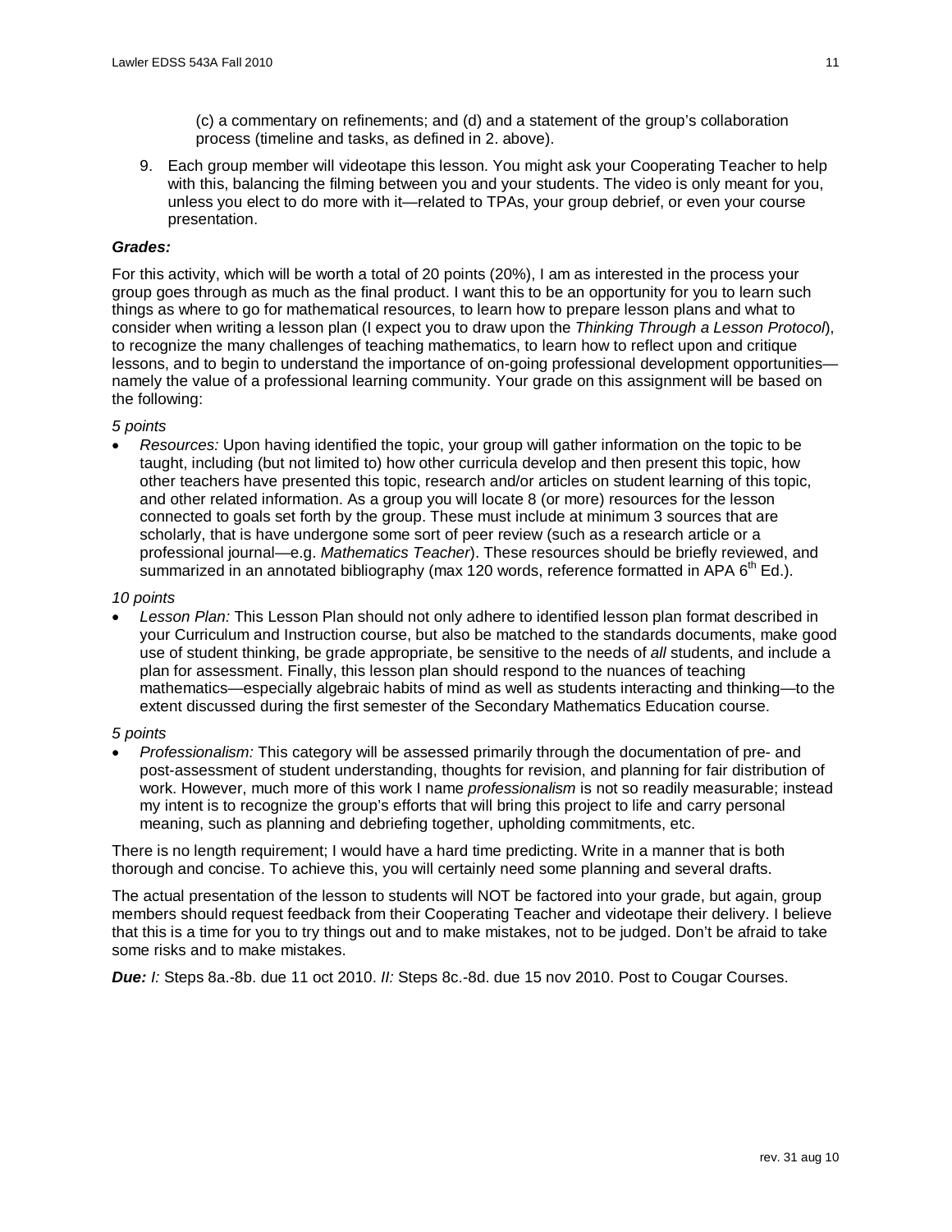(c) a commentary on refinements; and (d) and a statement of the group's collaboration process (timeline and tasks, as defined in 2. above).

9. Each group member will videotape this lesson. You might ask your Cooperating Teacher to help with this, balancing the filming between you and your students. The video is only meant for you, unless you elect to do more with it—related to TPAs, your group debrief, or even your course presentation.

***Grades:***

For this activity, which will be worth a total of 20 points (20%), I am as interested in the process your group goes through as much as the final product. I want this to be an opportunity for you to learn such things as where to go for mathematical resources, to learn how to prepare lesson plans and what to consider when writing a lesson plan (I expect you to draw upon the *Thinking Through a Lesson Protocol*), to recognize the many challenges of teaching mathematics, to learn how to reflect upon and critique lessons, and to begin to understand the importance of on-going professional development opportunities—namely the value of a professional learning community. Your grade on this assignment will be based on the following:

*5 points*

- *Resources:* Upon having identified the topic, your group will gather information on the topic to be taught, including (but not limited to) how other curricula develop and then present this topic, how other teachers have presented this topic, research and/or articles on student learning of this topic, and other related information. As a group you will locate 8 (or more) resources for the lesson connected to goals set forth by the group. These must include at minimum 3 sources that are scholarly, that is have undergone some sort of peer review (such as a research article or a professional journal—e.g. *Mathematics Teacher*). These resources should be briefly reviewed, and summarized in an annotated bibliography (max 120 words, reference formatted in APA 6th Ed.).

*10 points*

- *Lesson Plan:* This Lesson Plan should not only adhere to identified lesson plan format described in your Curriculum and Instruction course, but also be matched to the standards documents, make good use of student thinking, be grade appropriate, be sensitive to the needs of *all* students, and include a plan for assessment. Finally, this lesson plan should respond to the nuances of teaching mathematics—especially algebraic habits of mind as well as students interacting and thinking—to the extent discussed during the first semester of the Secondary Mathematics Education course.

*5 points*

- *Professionalism:* This category will be assessed primarily through the documentation of pre- and post-assessment of student understanding, thoughts for revision, and planning for fair distribution of work. However, much more of this work I name *professionalism* is not so readily measurable; instead my intent is to recognize the group's efforts that will bring this project to life and carry personal meaning, such as planning and debriefing together, upholding commitments, etc.

There is no length requirement; I would have a hard time predicting. Write in a manner that is both thorough and concise. To achieve this, you will certainly need some planning and several drafts.

The actual presentation of the lesson to students will NOT be factored into your grade, but again, group members should request feedback from their Cooperating Teacher and videotape their delivery. I believe that this is a time for you to try things out and to make mistakes, not to be judged. Don't be afraid to take some risks and to make mistakes.

***Due:*** *I:* Steps 8a.-8b. due 11 oct 2010. *II:* Steps 8c.-8d. due 15 nov 2010. Post to Cougar Courses.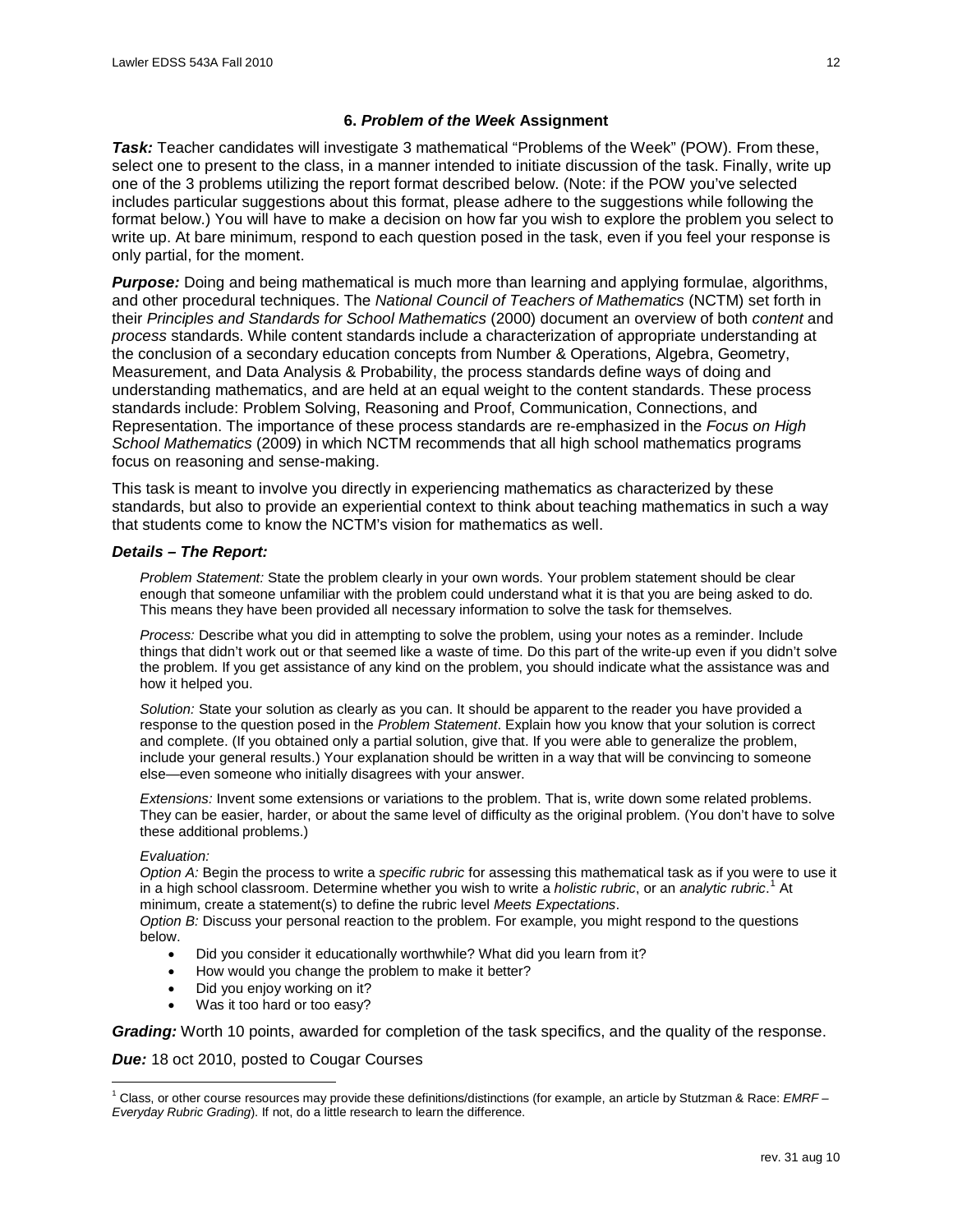### 6. *Problem of the Week* Assignment

***Task:*** Teacher candidates will investigate 3 mathematical "Problems of the Week" (POW). From these, select one to present to the class, in a manner intended to initiate discussion of the task. Finally, write up one of the 3 problems utilizing the report format described below. (Note: if the POW you've selected includes particular suggestions about this format, please adhere to the suggestions while following the format below.) You will have to make a decision on how far you wish to explore the problem you select to write up. At bare minimum, respond to each question posed in the task, even if you feel your response is only partial, for the moment.

***Purpose:*** Doing and being mathematical is much more than learning and applying formulae, algorithms, and other procedural techniques. The *National Council of Teachers of Mathematics* (NCTM) set forth in their *Principles and Standards for School Mathematics* (2000) document an overview of both *content* and *process* standards. While content standards include a characterization of appropriate understanding at the conclusion of a secondary education concepts from Number & Operations, Algebra, Geometry, Measurement, and Data Analysis & Probability, the process standards define ways of doing and understanding mathematics, and are held at an equal weight to the content standards. These process standards include: Problem Solving, Reasoning and Proof, Communication, Connections, and Representation. The importance of these process standards are re-emphasized in the *Focus on High School Mathematics* (2009) in which NCTM recommends that all high school mathematics programs focus on reasoning and sense-making.

This task is meant to involve you directly in experiencing mathematics as characterized by these standards, but also to provide an experiential context to think about teaching mathematics in such a way that students come to know the NCTM's vision for mathematics as well.

***Details – The Report:***

*Problem Statement:* State the problem clearly in your own words. Your problem statement should be clear enough that someone unfamiliar with the problem could understand what it is that you are being asked to do. This means they have been provided all necessary information to solve the task for themselves.

*Process:* Describe what you did in attempting to solve the problem, using your notes as a reminder. Include things that didn't work out or that seemed like a waste of time. Do this part of the write-up even if you didn't solve the problem. If you get assistance of any kind on the problem, you should indicate what the assistance was and how it helped you.

*Solution:* State your solution as clearly as you can. It should be apparent to the reader you have provided a response to the question posed in the *Problem Statement*. Explain how you know that your solution is correct and complete. (If you obtained only a partial solution, give that. If you were able to generalize the problem, include your general results.) Your explanation should be written in a way that will be convincing to someone else—even someone who initially disagrees with your answer.

*Extensions:* Invent some extensions or variations to the problem. That is, write down some related problems. They can be easier, harder, or about the same level of difficulty as the original problem. (You don't have to solve these additional problems.)

*Evaluation:*
*Option A:* Begin the process to write a *specific rubric* for assessing this mathematical task as if you were to use it in a high school classroom. Determine whether you wish to write a *holistic rubric*, or an *analytic rubric*.[1] At minimum, create a statement(s) to define the rubric level *Meets Expectations*.
*Option B:* Discuss your personal reaction to the problem. For example, you might respond to the questions below.

- Did you consider it educationally worthwhile? What did you learn from it?
- How would you change the problem to make it better?
- Did you enjoy working on it?
- Was it too hard or too easy?

***Grading:*** Worth 10 points, awarded for completion of the task specifics, and the quality of the response.

***Due:*** 18 oct 2010, posted to Cougar Courses

---

[1] Class, or other course resources may provide these definitions/distinctions (for example, an article by Stutzman & Race: *EMRF – Everyday Rubric Grading*). If not, do a little research to learn the difference.